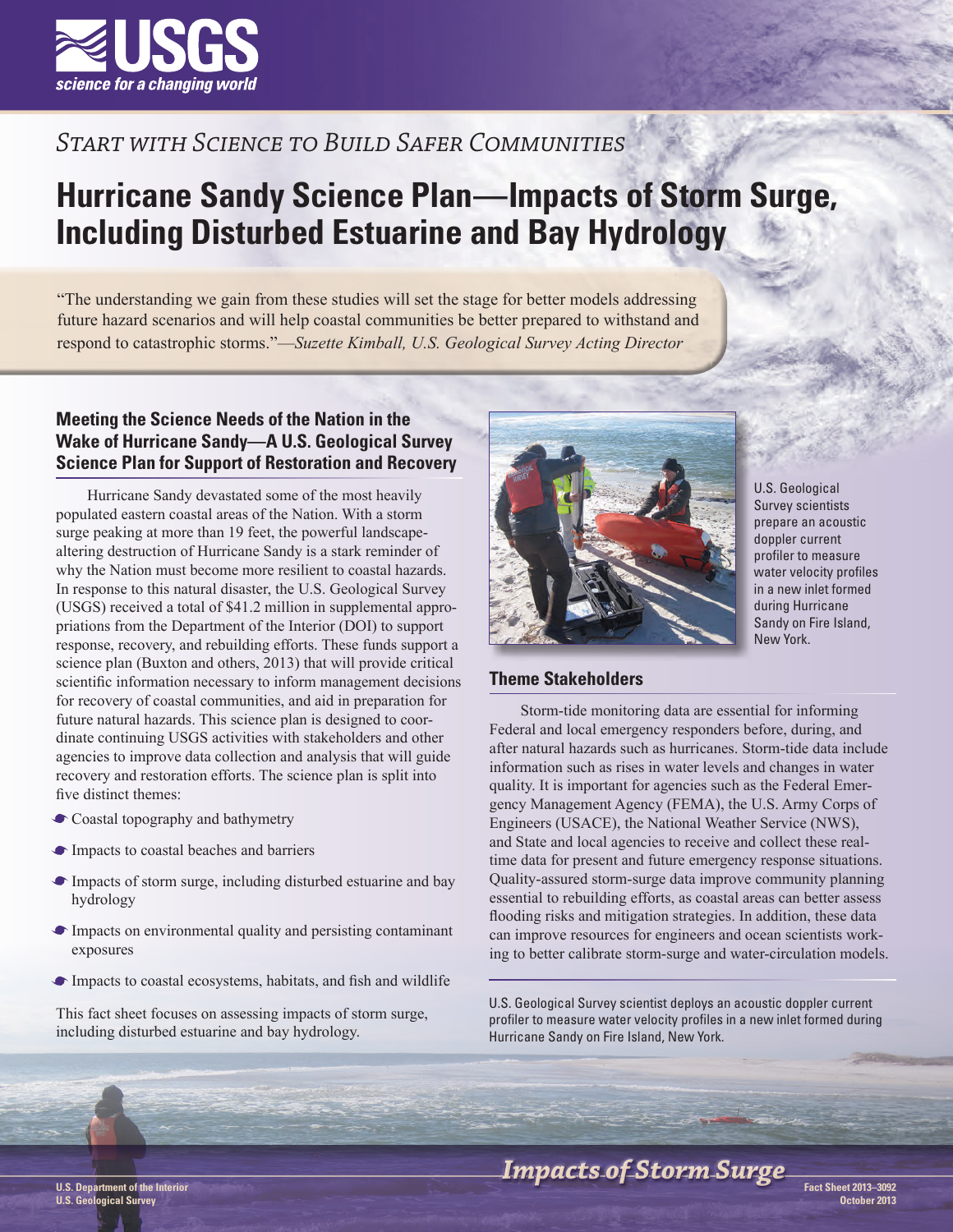*Start with Science to Build Safer Communities*

# Hurricane Sandy Science Plan—Impacts of Storm Surge, Including Disturbed Estuarine and Bay Hydrology

"The understanding we gain from these studies will set the stage for better models addressing future hazard scenarios and will help coastal communities be better prepared to withstand and respond to catastrophic storms."—*Suzette Kimball, U.S. Geological Survey Acting Director*

### Meeting the Science Needs of the Nation in the Wake of Hurricane Sandy—A U.S. Geological Survey Science Plan for Support of Restoration and Recovery

Hurricane Sandy devastated some of the most heavily populated eastern coastal areas of the Nation. With a storm surge peaking at more than 19 feet, the powerful landscape-altering destruction of Hurricane Sandy is a stark reminder of why the Nation must become more resilient to coastal hazards. In response to this natural disaster, the U.S. Geological Survey (USGS) received a total of $41.2 million in supplemental appropriations from the Department of the Interior (DOI) to support response, recovery, and rebuilding efforts. These funds support a science plan (Buxton and others, 2013) that will provide critical scientific information necessary to inform management decisions for recovery of coastal communities, and aid in preparation for future natural hazards. This science plan is designed to coordinate continuing USGS activities with stakeholders and other agencies to improve data collection and analysis that will guide recovery and restoration efforts. The science plan is split into five distinct themes:

- Coastal topography and bathymetry
- Impacts to coastal beaches and barriers
- Impacts of storm surge, including disturbed estuarine and bay hydrology
- Impacts on environmental quality and persisting contaminant exposures
- Impacts to coastal ecosystems, habitats, and fish and wildlife

This fact sheet focuses on assessing impacts of storm surge, including disturbed estuarine and bay hydrology.

U.S. Geological Survey scientists prepare an acoustic doppler current profiler to measure water velocity profiles in a new inlet formed during Hurricane Sandy on Fire Island, New York.

### Theme Stakeholders

Storm-tide monitoring data are essential for informing Federal and local emergency responders before, during, and after natural hazards such as hurricanes. Storm-tide data include information such as rises in water levels and changes in water quality. It is important for agencies such as the Federal Emergency Management Agency (FEMA), the U.S. Army Corps of Engineers (USACE), the National Weather Service (NWS), and State and local agencies to receive and collect these real-time data for present and future emergency response situations. Quality-assured storm-surge data improve community planning essential to rebuilding efforts, as coastal areas can better assess flooding risks and mitigation strategies. In addition, these data can improve resources for engineers and ocean scientists working to better calibrate storm-surge and water-circulation models.

U.S. Geological Survey scientist deploys an acoustic doppler current profiler to measure water velocity profiles in a new inlet formed during Hurricane Sandy on Fire Island, New York.

*Impacts of Storm Surge*

U.S. Department of the Interior
U.S. Geological Survey

Fact Sheet 2013–3092
October 2013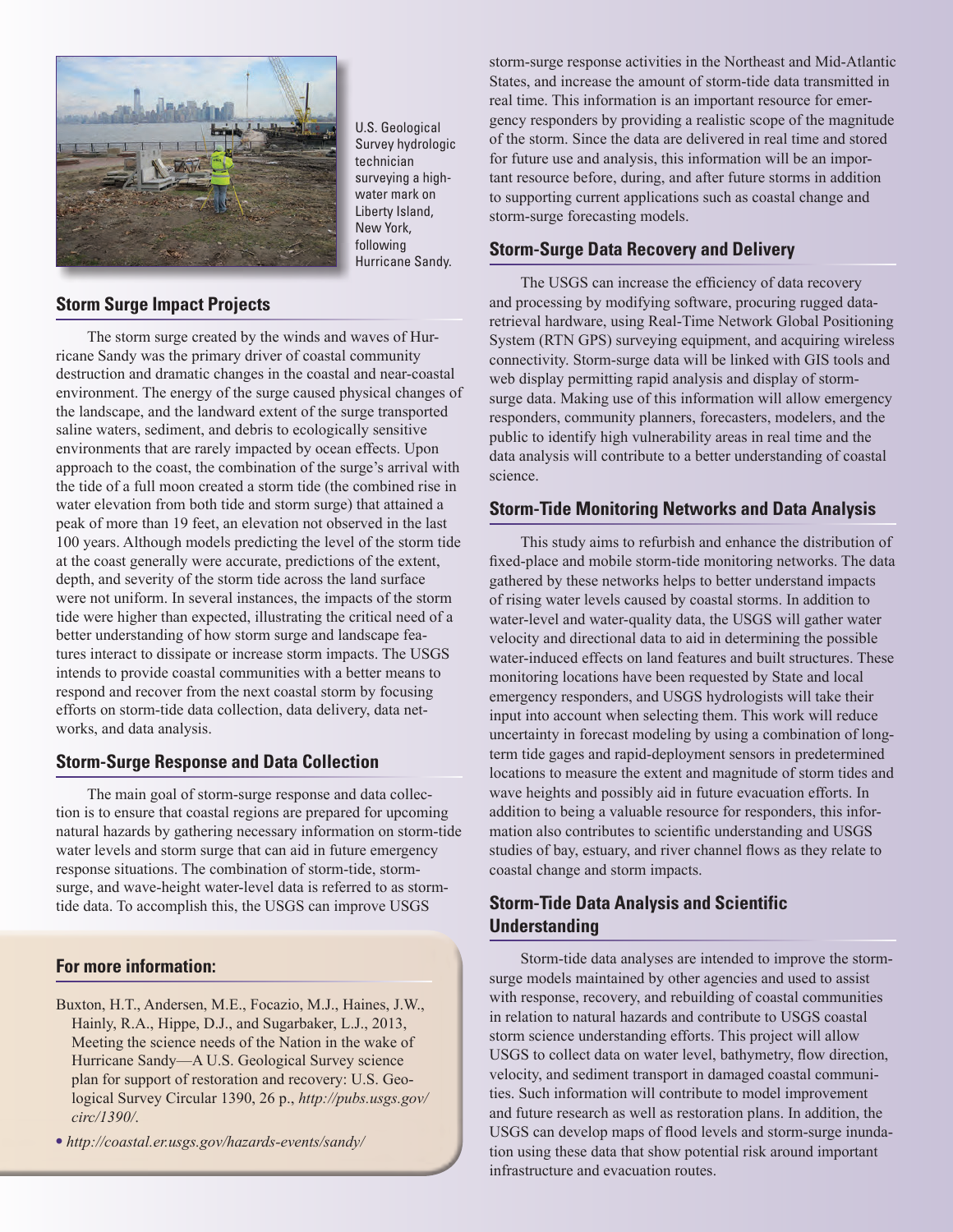U.S. Geological Survey hydrologic technician surveying a high-water mark on Liberty Island, New York, following Hurricane Sandy.

## Storm Surge Impact Projects

The storm surge created by the winds and waves of Hurricane Sandy was the primary driver of coastal community destruction and dramatic changes in the coastal and near-coastal environment. The energy of the surge caused physical changes of the landscape, and the landward extent of the surge transported saline waters, sediment, and debris to ecologically sensitive environments that are rarely impacted by ocean effects. Upon approach to the coast, the combination of the surge's arrival with the tide of a full moon created a storm tide (the combined rise in water elevation from both tide and storm surge) that attained a peak of more than 19 feet, an elevation not observed in the last 100 years. Although models predicting the level of the storm tide at the coast generally were accurate, predictions of the extent, depth, and severity of the storm tide across the land surface were not uniform. In several instances, the impacts of the storm tide were higher than expected, illustrating the critical need of a better understanding of how storm surge and landscape features interact to dissipate or increase storm impacts. The USGS intends to provide coastal communities with a better means to respond and recover from the next coastal storm by focusing efforts on storm-tide data collection, data delivery, data networks, and data analysis.

## Storm-Surge Response and Data Collection

The main goal of storm-surge response and data collection is to ensure that coastal regions are prepared for upcoming natural hazards by gathering necessary information on storm-tide water levels and storm surge that can aid in future emergency response situations. The combination of storm-tide, storm-surge, and wave-height water-level data is referred to as storm-tide data. To accomplish this, the USGS can improve USGS storm-surge response activities in the Northeast and Mid-Atlantic States, and increase the amount of storm-tide data transmitted in real time. This information is an important resource for emergency responders by providing a realistic scope of the magnitude of the storm. Since the data are delivered in real time and stored for future use and analysis, this information will be an important resource before, during, and after future storms in addition to supporting current applications such as coastal change and storm-surge forecasting models.

## Storm-Surge Data Recovery and Delivery

The USGS can increase the efficiency of data recovery and processing by modifying software, procuring rugged data-retrieval hardware, using Real-Time Network Global Positioning System (RTN GPS) surveying equipment, and acquiring wireless connectivity. Storm-surge data will be linked with GIS tools and web display permitting rapid analysis and display of storm-surge data. Making use of this information will allow emergency responders, community planners, forecasters, modelers, and the public to identify high vulnerability areas in real time and the data analysis will contribute to a better understanding of coastal science.

## Storm-Tide Monitoring Networks and Data Analysis

This study aims to refurbish and enhance the distribution of fixed-place and mobile storm-tide monitoring networks. The data gathered by these networks helps to better understand impacts of rising water levels caused by coastal storms. In addition to water-level and water-quality data, the USGS will gather water velocity and directional data to aid in determining the possible water-induced effects on land features and built structures. These monitoring locations have been requested by State and local emergency responders, and USGS hydrologists will take their input into account when selecting them. This work will reduce uncertainty in forecast modeling by using a combination of long-term tide gages and rapid-deployment sensors in predetermined locations to measure the extent and magnitude of storm tides and wave heights and possibly aid in future evacuation efforts. In addition to being a valuable resource for responders, this information also contributes to scientific understanding and USGS studies of bay, estuary, and river channel flows as they relate to coastal change and storm impacts.

## Storm-Tide Data Analysis and Scientific Understanding

Storm-tide data analyses are intended to improve the storm-surge models maintained by other agencies and used to assist with response, recovery, and rebuilding of coastal communities in relation to natural hazards and contribute to USGS coastal storm science understanding efforts. This project will allow USGS to collect data on water level, bathymetry, flow direction, velocity, and sediment transport in damaged coastal communities. Such information will contribute to model improvement and future research as well as restoration plans. In addition, the USGS can develop maps of flood levels and storm-surge inundation using these data that show potential risk around important infrastructure and evacuation routes.

## For more information:

Buxton, H.T., Andersen, M.E., Focazio, M.J., Haines, J.W., Hainly, R.A., Hippe, D.J., and Sugarbaker, L.J., 2013, Meeting the science needs of the Nation in the wake of Hurricane Sandy—A U.S. Geological Survey science plan for support of restoration and recovery: U.S. Geological Survey Circular 1390, 26 p., *http://pubs.usgs.gov/circ/1390/*.

- *http://coastal.er.usgs.gov/hazards-events/sandy/*